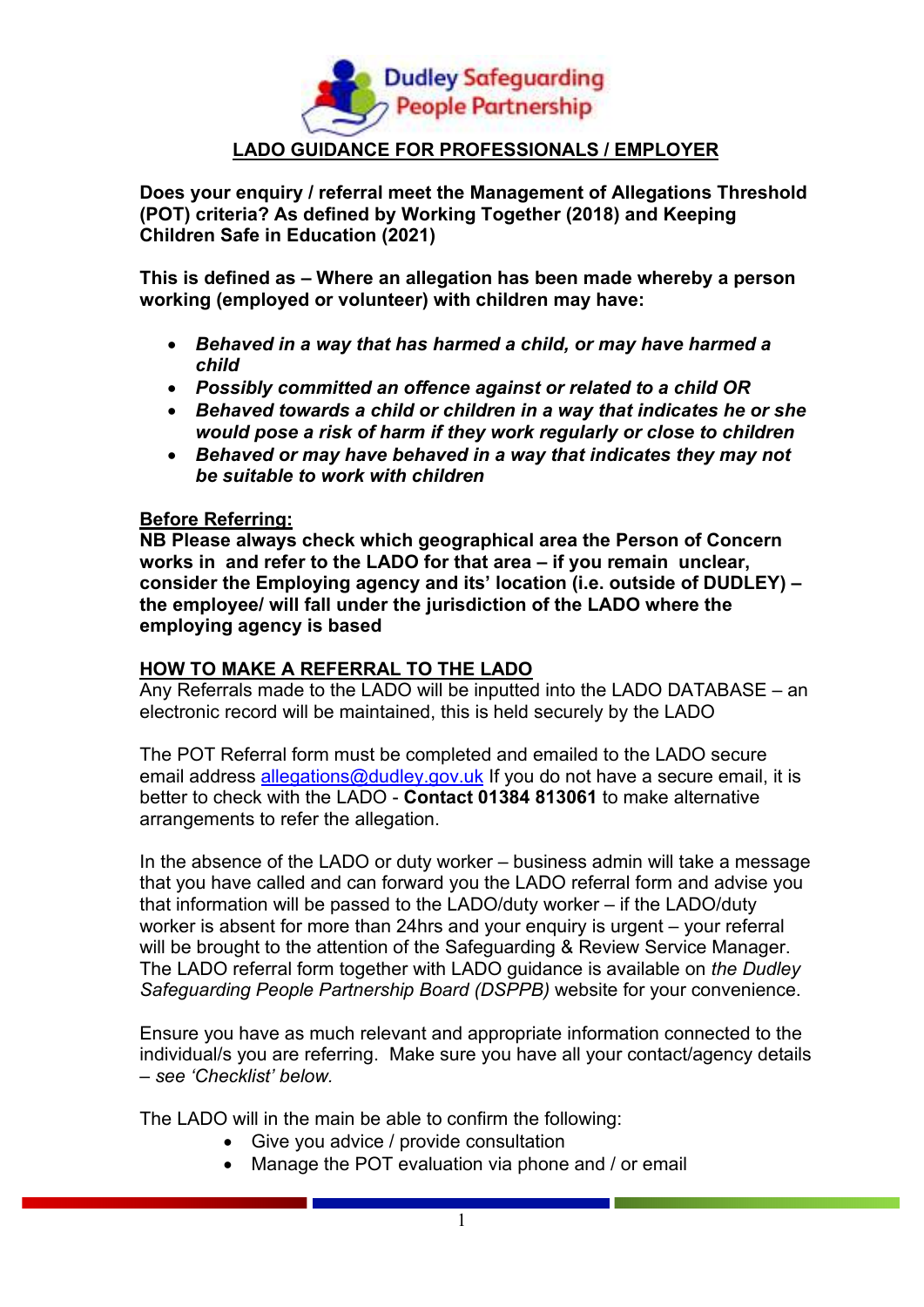Dudley Safeguarding People Partnership

# LADO GUIDANCE FOR PROFESSIONALS / EMPLOYER

**Does your enquiry / referral meet the Management of Allegations Threshold (POT) criteria? As defined by Working Together (2018) and Keeping Children Safe in Education (2021)**

**This is defined as – Where an allegation has been made whereby a person working (employed or volunteer) with children may have:**

- ***Behaved in a way that has harmed a child, or may have harmed a child***
- ***Possibly committed an offence against or related to a child OR***
- ***Behaved towards a child or children in a way that indicates he or she would pose a risk of harm if they work regularly or close to children***
- ***Behaved or may have behaved in a way that indicates they may not be suitable to work with children***

## Before Referring:

**NB Please always check which geographical area the Person of Concern works in and refer to the LADO for that area – if you remain unclear, consider the Employing agency and its' location (i.e. outside of DUDLEY) – the employee/ will fall under the jurisdiction of the LADO where the employing agency is based**

## HOW TO MAKE A REFERRAL TO THE LADO

Any Referrals made to the LADO will be inputted into the LADO DATABASE – an electronic record will be maintained, this is held securely by the LADO

The POT Referral form must be completed and emailed to the LADO secure email address allegations@dudley.gov.uk If you do not have a secure email, it is better to check with the LADO - **Contact 01384 813061** to make alternative arrangements to refer the allegation.

In the absence of the LADO or duty worker – business admin will take a message that you have called and can forward you the LADO referral form and advise you that information will be passed to the LADO/duty worker – if the LADO/duty worker is absent for more than 24hrs and your enquiry is urgent – your referral will be brought to the attention of the Safeguarding & Review Service Manager. The LADO referral form together with LADO guidance is available on *the Dudley Safeguarding People Partnership Board (DSPPB)* website for your convenience.

Ensure you have as much relevant and appropriate information connected to the individual/s you are referring. Make sure you have all your contact/agency details – *see 'Checklist' below.*

The LADO will in the main be able to confirm the following:

- Give you advice / provide consultation
- Manage the POT evaluation via phone and / or email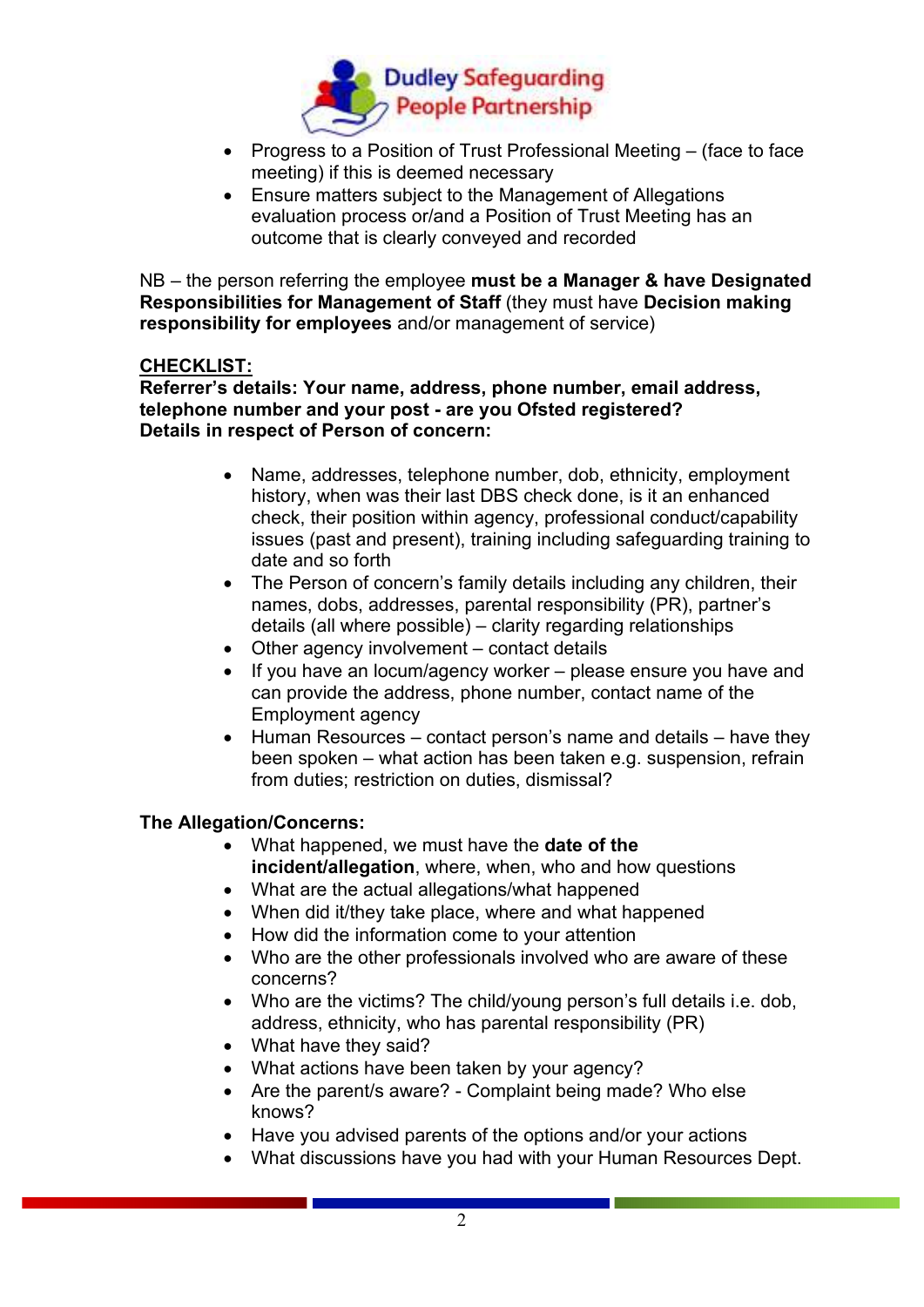- Progress to a Position of Trust Professional Meeting – (face to face meeting) if this is deemed necessary
- Ensure matters subject to the Management of Allegations evaluation process or/and a Position of Trust Meeting has an outcome that is clearly conveyed and recorded

NB – the person referring the employee **must be a Manager & have Designated Responsibilities for Management of Staff** (they must have **Decision making responsibility for employees** and/or management of service)

**CHECKLIST:**

**Referrer's details: Your name, address, phone number, email address, telephone number and your post - are you Ofsted registered?**
**Details in respect of Person of concern:**

- Name, addresses, telephone number, dob, ethnicity, employment history, when was their last DBS check done, is it an enhanced check, their position within agency, professional conduct/capability issues (past and present), training including safeguarding training to date and so forth
- The Person of concern's family details including any children, their names, dobs, addresses, parental responsibility (PR), partner's details (all where possible) – clarity regarding relationships
- Other agency involvement – contact details
- If you have an locum/agency worker – please ensure you have and can provide the address, phone number, contact name of the Employment agency
- Human Resources – contact person's name and details – have they been spoken – what action has been taken e.g. suspension, refrain from duties; restriction on duties, dismissal?

**The Allegation/Concerns:**

- What happened, we must have the **date of the incident/allegation**, where, when, who and how questions
- What are the actual allegations/what happened
- When did it/they take place, where and what happened
- How did the information come to your attention
- Who are the other professionals involved who are aware of these concerns?
- Who are the victims? The child/young person's full details i.e. dob, address, ethnicity, who has parental responsibility (PR)
- What have they said?
- What actions have been taken by your agency?
- Are the parent/s aware? - Complaint being made? Who else knows?
- Have you advised parents of the options and/or your actions
- What discussions have you had with your Human Resources Dept.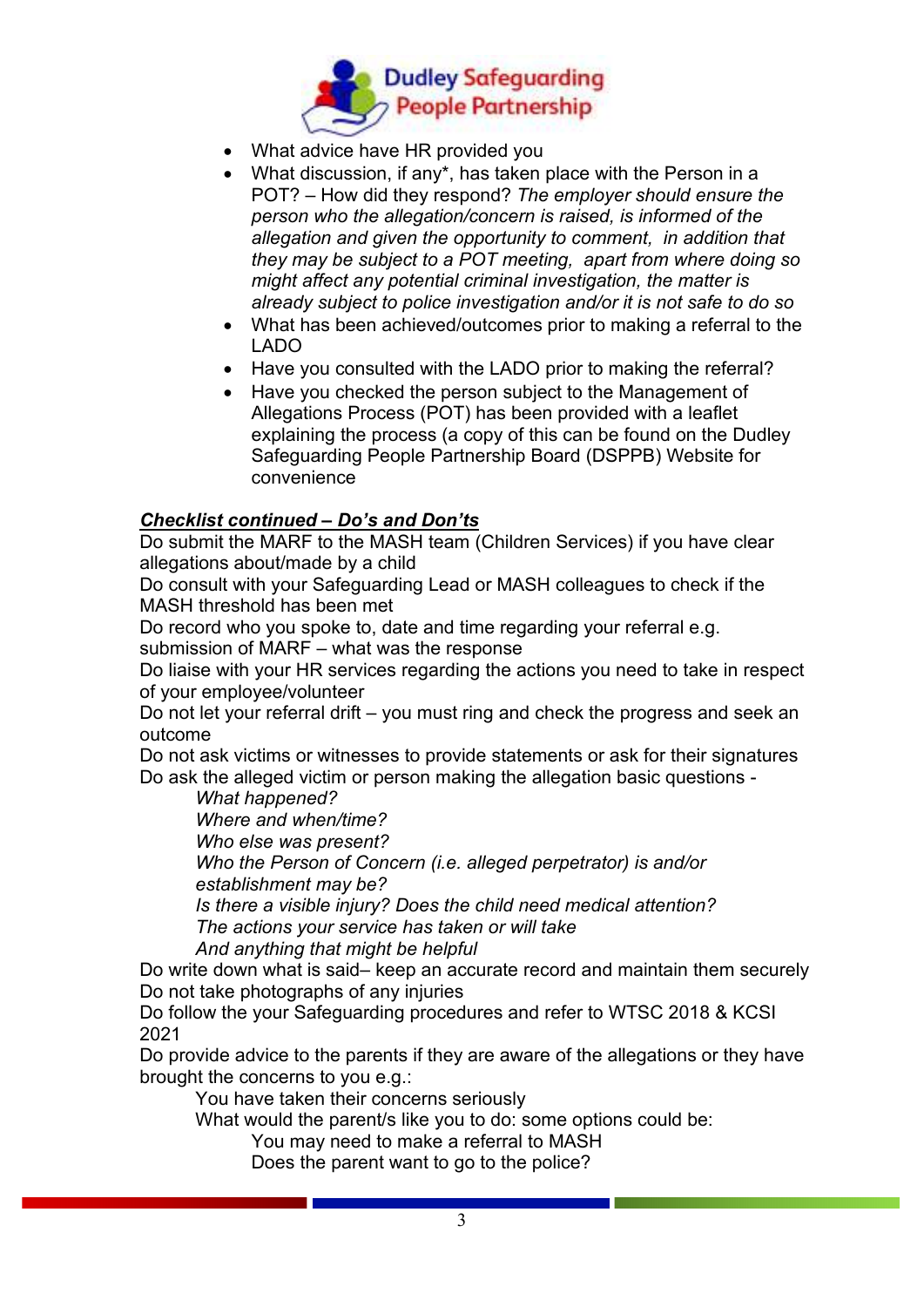- What advice have HR provided you
- What discussion, if any*, has taken place with the Person in a POT? – How did they respond? *The employer should ensure the person who the allegation/concern is raised, is informed of the allegation and given the opportunity to comment, in addition that they may be subject to a POT meeting, apart from where doing so might affect any potential criminal investigation, the matter is already subject to police investigation and/or it is not safe to do so*
- What has been achieved/outcomes prior to making a referral to the LADO
- Have you consulted with the LADO prior to making the referral?
- Have you checked the person subject to the Management of Allegations Process (POT) has been provided with a leaflet explaining the process (a copy of this can be found on the Dudley Safeguarding People Partnership Board (DSPPB) Website for convenience

***<u>Checklist continued – Do's and Don'ts</u>***

Do submit the MARF to the MASH team (Children Services) if you have clear allegations about/made by a child

Do consult with your Safeguarding Lead or MASH colleagues to check if the MASH threshold has been met

Do record who you spoke to, date and time regarding your referral e.g. submission of MARF – what was the response

Do liaise with your HR services regarding the actions you need to take in respect of your employee/volunteer

Do not let your referral drift – you must ring and check the progress and seek an outcome

Do not ask victims or witnesses to provide statements or ask for their signatures

Do ask the alleged victim or person making the allegation basic questions -

*What happened?*
*Where and when/time?*
*Who else was present?*
*Who the Person of Concern (i.e. alleged perpetrator) is and/or establishment may be?*
*Is there a visible injury? Does the child need medical attention?*
*The actions your service has taken or will take*
*And anything that might be helpful*

Do write down what is said– keep an accurate record and maintain them securely

Do not take photographs of any injuries

Do follow the your Safeguarding procedures and refer to WTSC 2018 & KCSI 2021

Do provide advice to the parents if they are aware of the allegations or they have brought the concerns to you e.g.:

You have taken their concerns seriously
What would the parent/s like you to do: some options could be:
You may need to make a referral to MASH
Does the parent want to go to the police?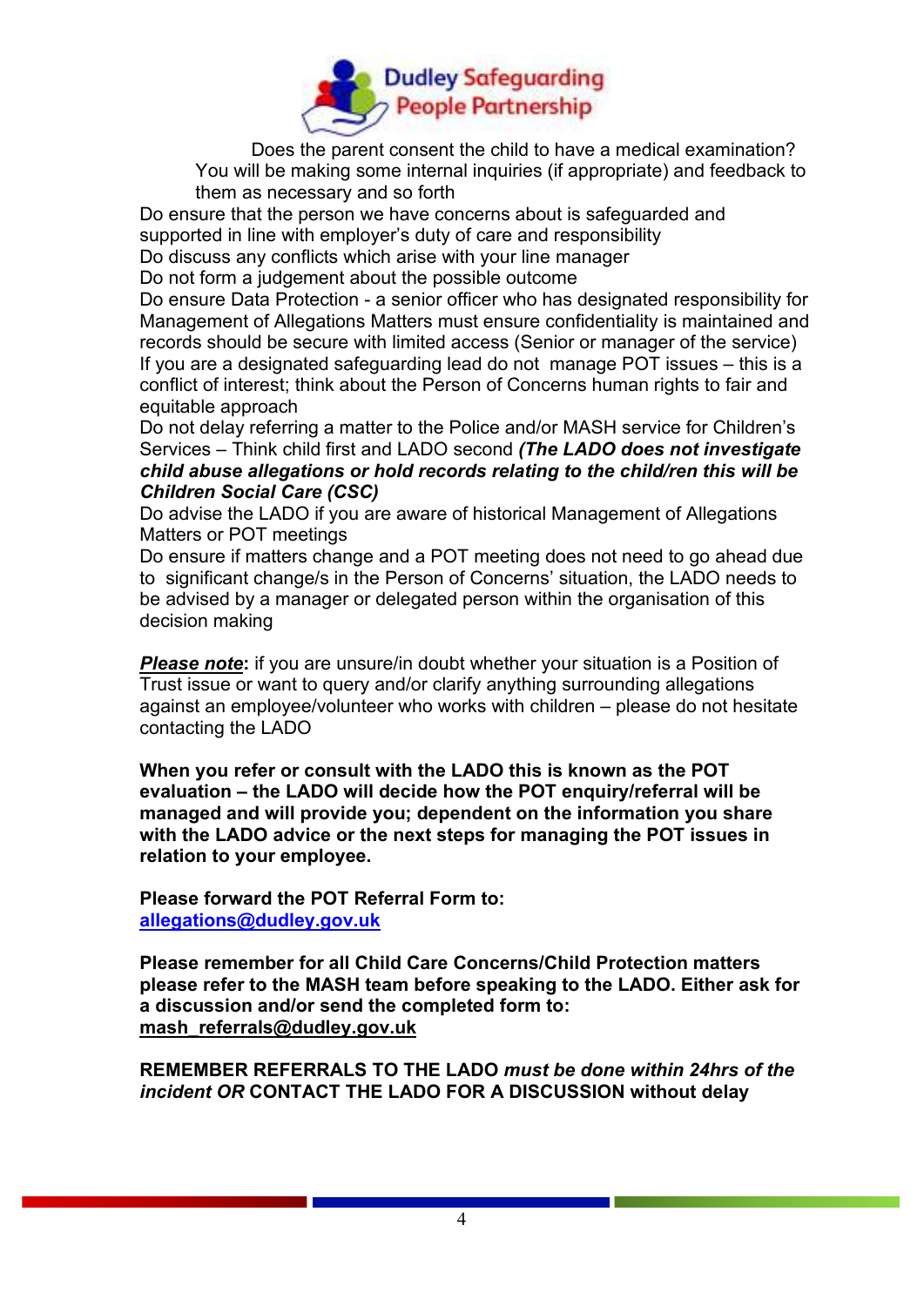Does the parent consent the child to have a medical examination?
You will be making some internal inquiries (if appropriate) and feedback to them as necessary and so forth

Do ensure that the person we have concerns about is safeguarded and supported in line with employer's duty of care and responsibility

Do discuss any conflicts which arise with your line manager

Do not form a judgement about the possible outcome

Do ensure Data Protection - a senior officer who has designated responsibility for Management of Allegations Matters must ensure confidentiality is maintained and records should be secure with limited access (Senior or manager of the service)

If you are a designated safeguarding lead do not manage POT issues – this is a conflict of interest; think about the Person of Concerns human rights to fair and equitable approach

Do not delay referring a matter to the Police and/or MASH service for Children's Services – Think child first and LADO second ***(The LADO does not investigate child abuse allegations or hold records relating to the child/ren this will be Children Social Care (CSC)***

Do advise the LADO if you are aware of historical Management of Allegations Matters or POT meetings

Do ensure if matters change and a POT meeting does not need to go ahead due to significant change/s in the Person of Concerns' situation, the LADO needs to be advised by a manager or delegated person within the organisation of this decision making

***<u>Please note</u>*****:** if you are unsure/in doubt whether your situation is a Position of Trust issue or want to query and/or clarify anything surrounding allegations against an employee/volunteer who works with children – please do not hesitate contacting the LADO

**When you refer or consult with the LADO this is known as the POT evaluation – the LADO will decide how the POT enquiry/referral will be managed and will provide you; dependent on the information you share with the LADO advice or the next steps for managing the POT issues in relation to your employee.**

**Please forward the POT Referral Form to:**
**allegations@dudley.gov.uk**

**Please remember for all Child Care Concerns/Child Protection matters please refer to the MASH team before speaking to the LADO. Either ask for a discussion and/or send the completed form to:**
**mash_referrals@dudley.gov.uk**

**REMEMBER REFERRALS TO THE LADO *must be done within 24hrs of the incident OR* CONTACT THE LADO FOR A DISCUSSION without delay**